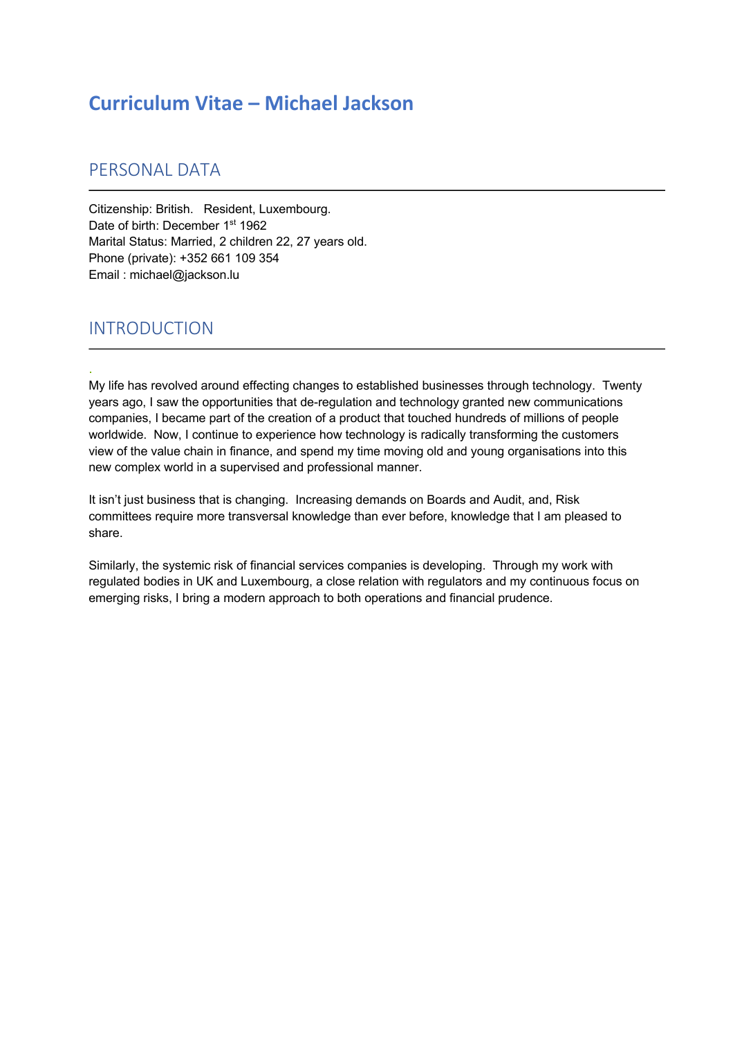# Curriculum Vitae – Michael Jackson

## PERSONAL DATA

Citizenship: British.   Resident, Luxembourg.
Date of birth: December 1st 1962
Marital Status: Married, 2 children 22, 27 years old.
Phone (private): +352 661 109 354
Email : michael@jackson.lu

## INTRODUCTION

.
My life has revolved around effecting changes to established businesses through technology.  Twenty years ago, I saw the opportunities that de-regulation and technology granted new communications companies, I became part of the creation of a product that touched hundreds of millions of people worldwide.  Now, I continue to experience how technology is radically transforming the customers view of the value chain in finance, and spend my time moving old and young organisations into this new complex world in a supervised and professional manner.

It isn't just business that is changing.  Increasing demands on Boards and Audit, and, Risk committees require more transversal knowledge than ever before, knowledge that I am pleased to share.

Similarly, the systemic risk of financial services companies is developing.  Through my work with regulated bodies in UK and Luxembourg, a close relation with regulators and my continuous focus on emerging risks, I bring a modern approach to both operations and financial prudence.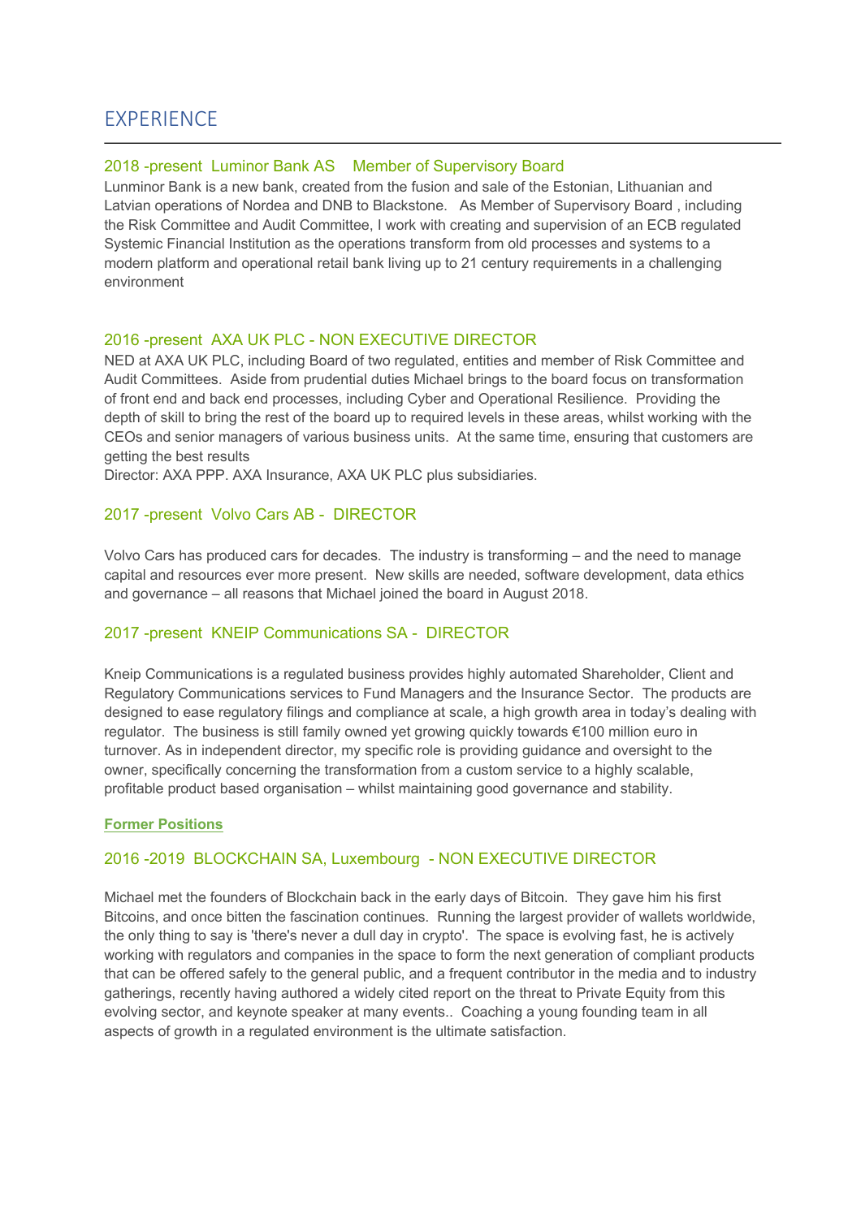## EXPERIENCE

### 2018 -present Luminor Bank AS Member of Supervisory Board

Lunminor Bank is a new bank, created from the fusion and sale of the Estonian, Lithuanian and Latvian operations of Nordea and DNB to Blackstone. As Member of Supervisory Board , including the Risk Committee and Audit Committee, I work with creating and supervision of an ECB regulated Systemic Financial Institution as the operations transform from old processes and systems to a modern platform and operational retail bank living up to 21 century requirements in a challenging environment

### 2016 -present AXA UK PLC - NON EXECUTIVE DIRECTOR

NED at AXA UK PLC, including Board of two regulated, entities and member of Risk Committee and Audit Committees. Aside from prudential duties Michael brings to the board focus on transformation of front end and back end processes, including Cyber and Operational Resilience. Providing the depth of skill to bring the rest of the board up to required levels in these areas, whilst working with the CEOs and senior managers of various business units. At the same time, ensuring that customers are getting the best results

Director: AXA PPP. AXA Insurance, AXA UK PLC plus subsidiaries.

### 2017 -present Volvo Cars AB - DIRECTOR

Volvo Cars has produced cars for decades. The industry is transforming – and the need to manage capital and resources ever more present. New skills are needed, software development, data ethics and governance – all reasons that Michael joined the board in August 2018.

### 2017 -present KNEIP Communications SA - DIRECTOR

Kneip Communications is a regulated business provides highly automated Shareholder, Client and Regulatory Communications services to Fund Managers and the Insurance Sector. The products are designed to ease regulatory filings and compliance at scale, a high growth area in today's dealing with regulator. The business is still family owned yet growing quickly towards €100 million euro in turnover. As in independent director, my specific role is providing guidance and oversight to the owner, specifically concerning the transformation from a custom service to a highly scalable, profitable product based organisation – whilst maintaining good governance and stability.

**Former Positions**

### 2016 -2019 BLOCKCHAIN SA, Luxembourg - NON EXECUTIVE DIRECTOR

Michael met the founders of Blockchain back in the early days of Bitcoin. They gave him his first Bitcoins, and once bitten the fascination continues. Running the largest provider of wallets worldwide, the only thing to say is 'there's never a dull day in crypto'. The space is evolving fast, he is actively working with regulators and companies in the space to form the next generation of compliant products that can be offered safely to the general public, and a frequent contributor in the media and to industry gatherings, recently having authored a widely cited report on the threat to Private Equity from this evolving sector, and keynote speaker at many events.. Coaching a young founding team in all aspects of growth in a regulated environment is the ultimate satisfaction.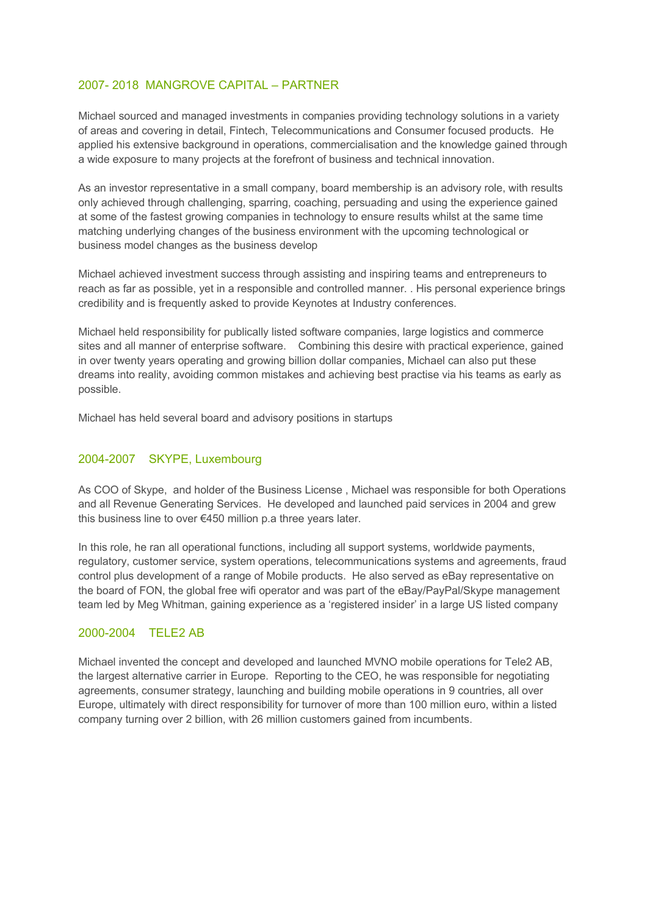## 2007- 2018 MANGROVE CAPITAL – PARTNER

Michael sourced and managed investments in companies providing technology solutions in a variety of areas and covering in detail, Fintech, Telecommunications and Consumer focused products. He applied his extensive background in operations, commercialisation and the knowledge gained through a wide exposure to many projects at the forefront of business and technical innovation.

As an investor representative in a small company, board membership is an advisory role, with results only achieved through challenging, sparring, coaching, persuading and using the experience gained at some of the fastest growing companies in technology to ensure results whilst at the same time matching underlying changes of the business environment with the upcoming technological or business model changes as the business develop

Michael achieved investment success through assisting and inspiring teams and entrepreneurs to reach as far as possible, yet in a responsible and controlled manner. . His personal experience brings credibility and is frequently asked to provide Keynotes at Industry conferences.

Michael held responsibility for publically listed software companies, large logistics and commerce sites and all manner of enterprise software. Combining this desire with practical experience, gained in over twenty years operating and growing billion dollar companies, Michael can also put these dreams into reality, avoiding common mistakes and achieving best practise via his teams as early as possible.

Michael has held several board and advisory positions in startups

## 2004-2007 SKYPE, Luxembourg

As COO of Skype, and holder of the Business License , Michael was responsible for both Operations and all Revenue Generating Services. He developed and launched paid services in 2004 and grew this business line to over €450 million p.a three years later.

In this role, he ran all operational functions, including all support systems, worldwide payments, regulatory, customer service, system operations, telecommunications systems and agreements, fraud control plus development of a range of Mobile products. He also served as eBay representative on the board of FON, the global free wifi operator and was part of the eBay/PayPal/Skype management team led by Meg Whitman, gaining experience as a 'registered insider' in a large US listed company

## 2000-2004 TELE2 AB

Michael invented the concept and developed and launched MVNO mobile operations for Tele2 AB, the largest alternative carrier in Europe. Reporting to the CEO, he was responsible for negotiating agreements, consumer strategy, launching and building mobile operations in 9 countries, all over Europe, ultimately with direct responsibility for turnover of more than 100 million euro, within a listed company turning over 2 billion, with 26 million customers gained from incumbents.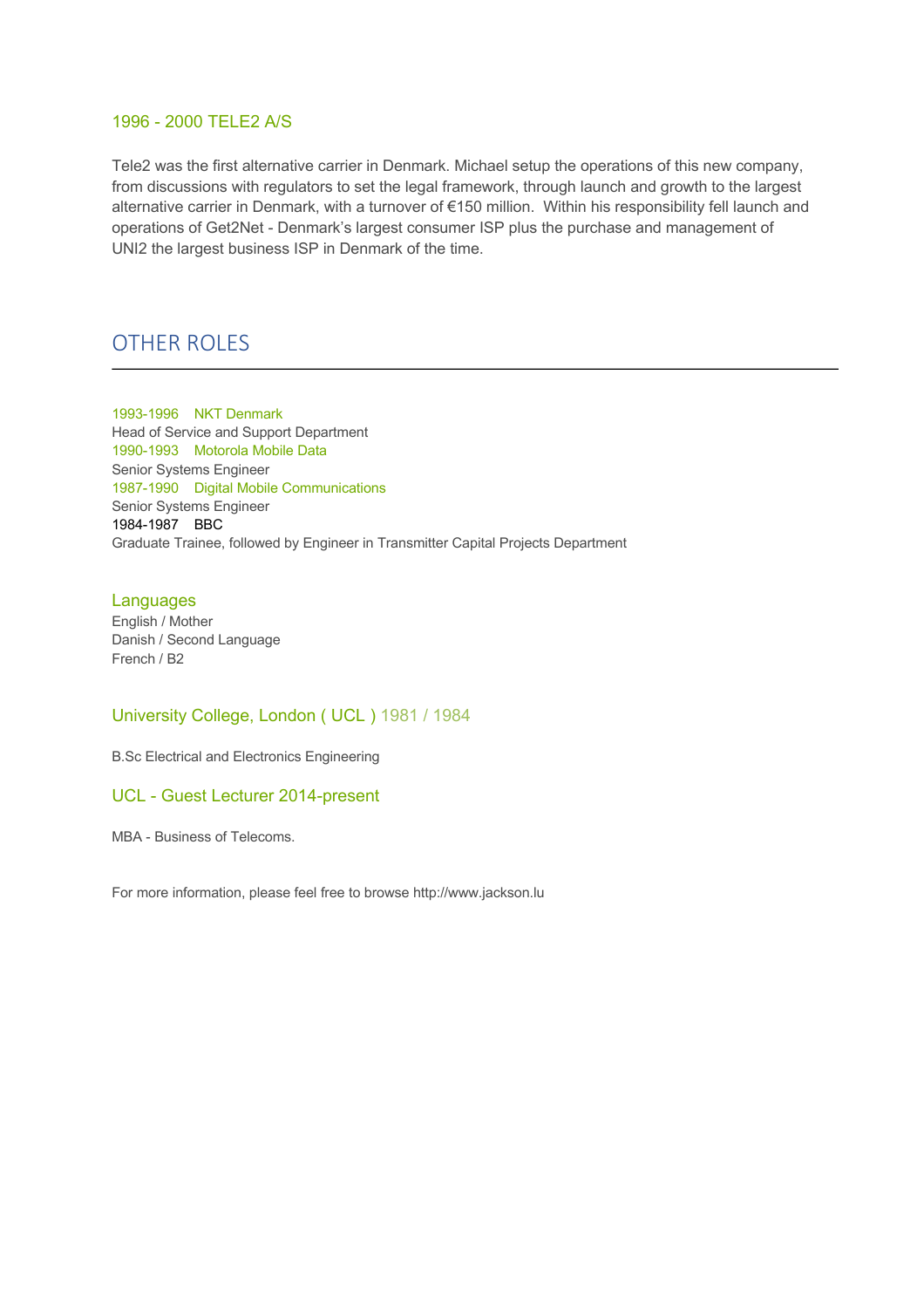### 1996 - 2000 TELE2 A/S

Tele2 was the first alternative carrier in Denmark. Michael setup the operations of this new company, from discussions with regulators to set the legal framework, through launch and growth to the largest alternative carrier in Denmark, with a turnover of €150 million. Within his responsibility fell launch and operations of Get2Net - Denmark's largest consumer ISP plus the purchase and management of UNI2 the largest business ISP in Denmark of the time.

## OTHER ROLES

---

1993-1996 NKT Denmark
Head of Service and Support Department
1990-1993 Motorola Mobile Data
Senior Systems Engineer
1987-1990 Digital Mobile Communications
Senior Systems Engineer
1984-1987 BBC
Graduate Trainee, followed by Engineer in Transmitter Capital Projects Department

### Languages

English / Mother
Danish / Second Language
French / B2

### University College, London ( UCL ) 1981 / 1984

B.Sc Electrical and Electronics Engineering

### UCL - Guest Lecturer 2014-present

MBA - Business of Telecoms.

For more information, please feel free to browse http://www.jackson.lu